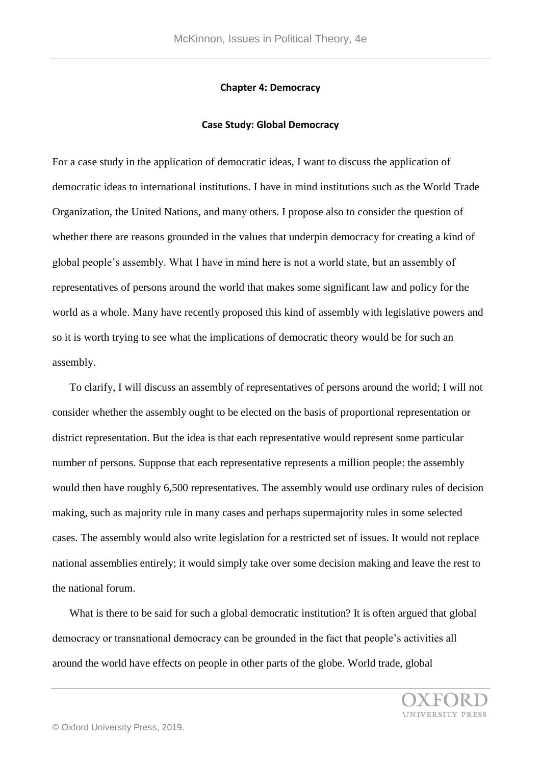## Chapter 4: Democracy

### Case Study: Global Democracy

For a case study in the application of democratic ideas, I want to discuss the application of democratic ideas to international institutions. I have in mind institutions such as the World Trade Organization, the United Nations, and many others. I propose also to consider the question of whether there are reasons grounded in the values that underpin democracy for creating a kind of global people's assembly. What I have in mind here is not a world state, but an assembly of representatives of persons around the world that makes some significant law and policy for the world as a whole. Many have recently proposed this kind of assembly with legislative powers and so it is worth trying to see what the implications of democratic theory would be for such an assembly.

To clarify, I will discuss an assembly of representatives of persons around the world; I will not consider whether the assembly ought to be elected on the basis of proportional representation or district representation. But the idea is that each representative would represent some particular number of persons. Suppose that each representative represents a million people: the assembly would then have roughly 6,500 representatives. The assembly would use ordinary rules of decision making, such as majority rule in many cases and perhaps supermajority rules in some selected cases. The assembly would also write legislation for a restricted set of issues. It would not replace national assemblies entirely; it would simply take over some decision making and leave the rest to the national forum.

What is there to be said for such a global democratic institution? It is often argued that global democracy or transnational democracy can be grounded in the fact that people's activities all around the world have effects on people in other parts of the globe. World trade, global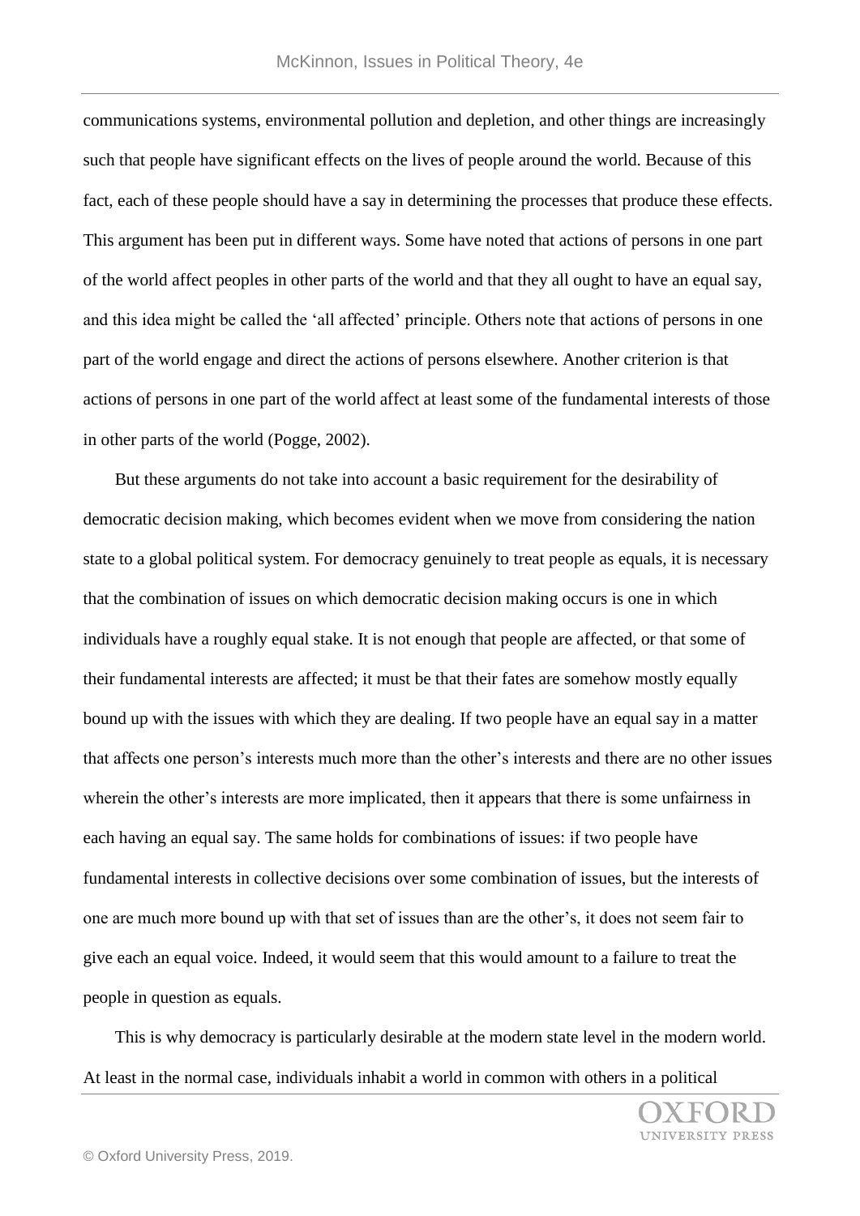communications systems, environmental pollution and depletion, and other things are increasingly such that people have significant effects on the lives of people around the world. Because of this fact, each of these people should have a say in determining the processes that produce these effects. This argument has been put in different ways. Some have noted that actions of persons in one part of the world affect peoples in other parts of the world and that they all ought to have an equal say, and this idea might be called the 'all affected' principle. Others note that actions of persons in one part of the world engage and direct the actions of persons elsewhere. Another criterion is that actions of persons in one part of the world affect at least some of the fundamental interests of those in other parts of the world (Pogge, 2002).

But these arguments do not take into account a basic requirement for the desirability of democratic decision making, which becomes evident when we move from considering the nation state to a global political system. For democracy genuinely to treat people as equals, it is necessary that the combination of issues on which democratic decision making occurs is one in which individuals have a roughly equal stake. It is not enough that people are affected, or that some of their fundamental interests are affected; it must be that their fates are somehow mostly equally bound up with the issues with which they are dealing. If two people have an equal say in a matter that affects one person's interests much more than the other's interests and there are no other issues wherein the other's interests are more implicated, then it appears that there is some unfairness in each having an equal say. The same holds for combinations of issues: if two people have fundamental interests in collective decisions over some combination of issues, but the interests of one are much more bound up with that set of issues than are the other's, it does not seem fair to give each an equal voice. Indeed, it would seem that this would amount to a failure to treat the people in question as equals.

This is why democracy is particularly desirable at the modern state level in the modern world. At least in the normal case, individuals inhabit a world in common with others in a political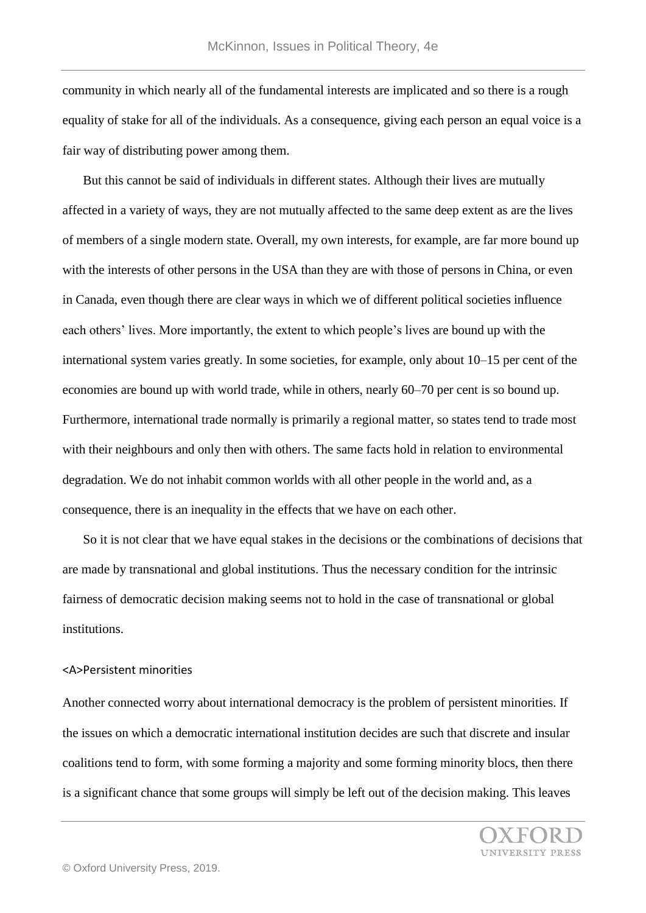community in which nearly all of the fundamental interests are implicated and so there is a rough equality of stake for all of the individuals. As a consequence, giving each person an equal voice is a fair way of distributing power among them.

But this cannot be said of individuals in different states. Although their lives are mutually affected in a variety of ways, they are not mutually affected to the same deep extent as are the lives of members of a single modern state. Overall, my own interests, for example, are far more bound up with the interests of other persons in the USA than they are with those of persons in China, or even in Canada, even though there are clear ways in which we of different political societies influence each others' lives. More importantly, the extent to which people's lives are bound up with the international system varies greatly. In some societies, for example, only about 10–15 per cent of the economies are bound up with world trade, while in others, nearly 60–70 per cent is so bound up. Furthermore, international trade normally is primarily a regional matter, so states tend to trade most with their neighbours and only then with others. The same facts hold in relation to environmental degradation. We do not inhabit common worlds with all other people in the world and, as a consequence, there is an inequality in the effects that we have on each other.

So it is not clear that we have equal stakes in the decisions or the combinations of decisions that are made by transnational and global institutions. Thus the necessary condition for the intrinsic fairness of democratic decision making seems not to hold in the case of transnational or global institutions.

## Persistent minorities

Another connected worry about international democracy is the problem of persistent minorities. If the issues on which a democratic international institution decides are such that discrete and insular coalitions tend to form, with some forming a majority and some forming minority blocs, then there is a significant chance that some groups will simply be left out of the decision making. This leaves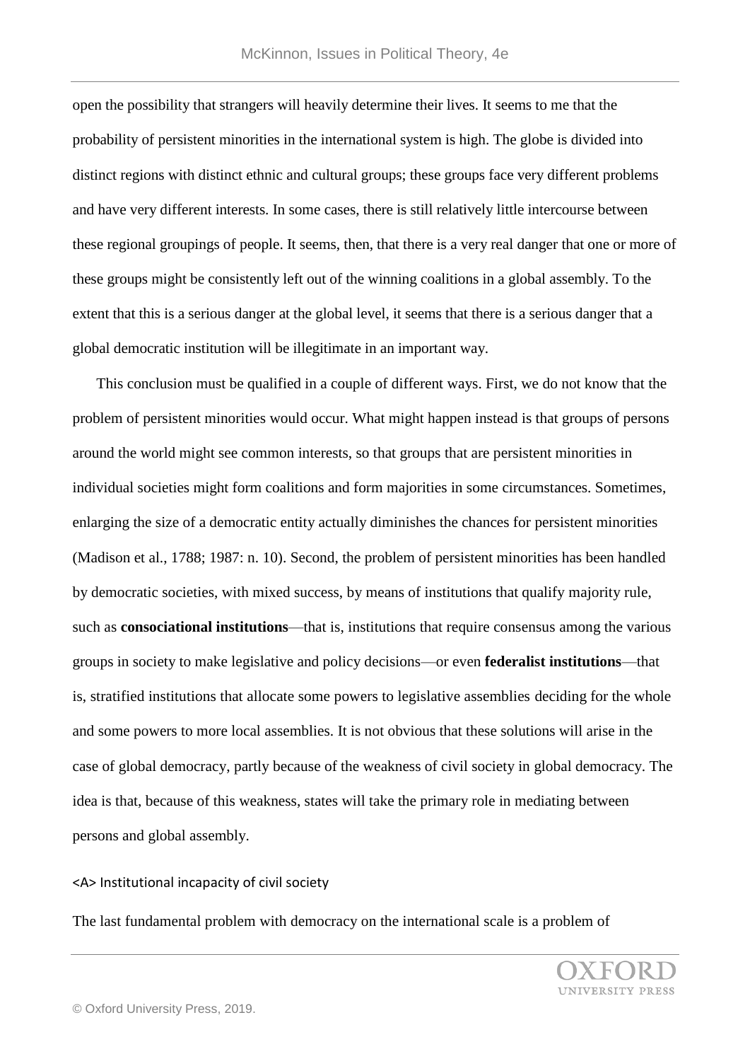open the possibility that strangers will heavily determine their lives. It seems to me that the probability of persistent minorities in the international system is high. The globe is divided into distinct regions with distinct ethnic and cultural groups; these groups face very different problems and have very different interests. In some cases, there is still relatively little intercourse between these regional groupings of people. It seems, then, that there is a very real danger that one or more of these groups might be consistently left out of the winning coalitions in a global assembly. To the extent that this is a serious danger at the global level, it seems that there is a serious danger that a global democratic institution will be illegitimate in an important way.

This conclusion must be qualified in a couple of different ways. First, we do not know that the problem of persistent minorities would occur. What might happen instead is that groups of persons around the world might see common interests, so that groups that are persistent minorities in individual societies might form coalitions and form majorities in some circumstances. Sometimes, enlarging the size of a democratic entity actually diminishes the chances for persistent minorities (Madison et al., 1788; 1987: n. 10). Second, the problem of persistent minorities has been handled by democratic societies, with mixed success, by means of institutions that qualify majority rule, such as **consociational institutions**—that is, institutions that require consensus among the various groups in society to make legislative and policy decisions—or even **federalist institutions**—that is, stratified institutions that allocate some powers to legislative assemblies deciding for the whole and some powers to more local assemblies. It is not obvious that these solutions will arise in the case of global democracy, partly because of the weakness of civil society in global democracy. The idea is that, because of this weakness, states will take the primary role in mediating between persons and global assembly.

## Institutional incapacity of civil society

The last fundamental problem with democracy on the international scale is a problem of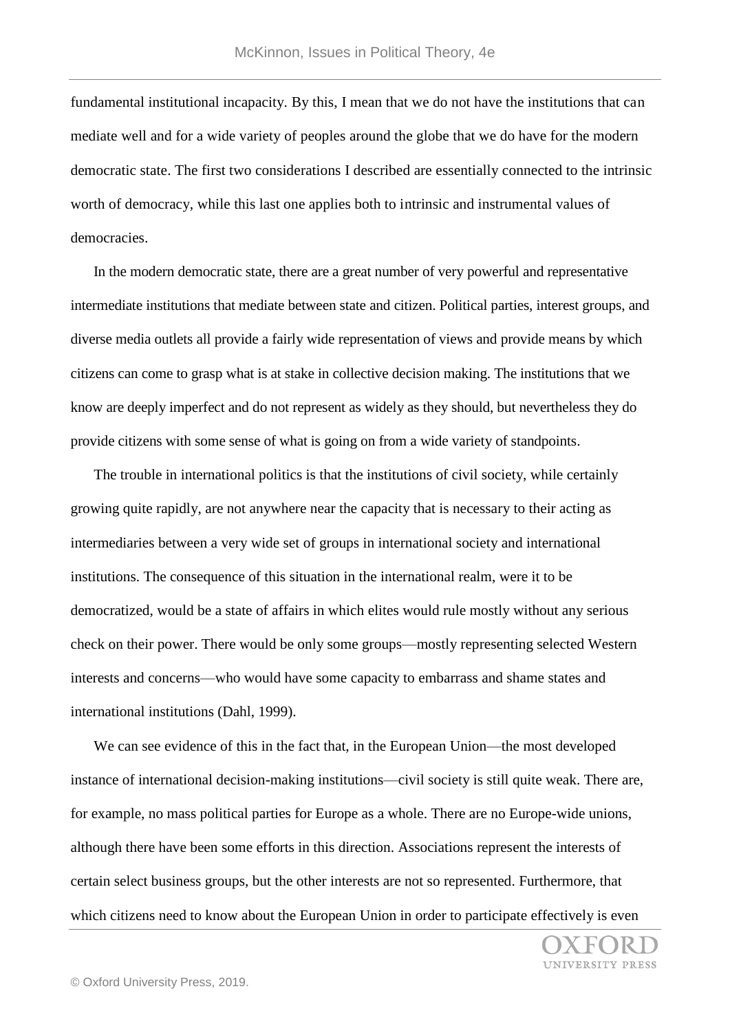fundamental institutional incapacity. By this, I mean that we do not have the institutions that can mediate well and for a wide variety of peoples around the globe that we do have for the modern democratic state. The first two considerations I described are essentially connected to the intrinsic worth of democracy, while this last one applies both to intrinsic and instrumental values of democracies.

In the modern democratic state, there are a great number of very powerful and representative intermediate institutions that mediate between state and citizen. Political parties, interest groups, and diverse media outlets all provide a fairly wide representation of views and provide means by which citizens can come to grasp what is at stake in collective decision making. The institutions that we know are deeply imperfect and do not represent as widely as they should, but nevertheless they do provide citizens with some sense of what is going on from a wide variety of standpoints.

The trouble in international politics is that the institutions of civil society, while certainly growing quite rapidly, are not anywhere near the capacity that is necessary to their acting as intermediaries between a very wide set of groups in international society and international institutions. The consequence of this situation in the international realm, were it to be democratized, would be a state of affairs in which elites would rule mostly without any serious check on their power. There would be only some groups—mostly representing selected Western interests and concerns—who would have some capacity to embarrass and shame states and international institutions (Dahl, 1999).

We can see evidence of this in the fact that, in the European Union—the most developed instance of international decision-making institutions—civil society is still quite weak. There are, for example, no mass political parties for Europe as a whole. There are no Europe-wide unions, although there have been some efforts in this direction. Associations represent the interests of certain select business groups, but the other interests are not so represented. Furthermore, that which citizens need to know about the European Union in order to participate effectively is even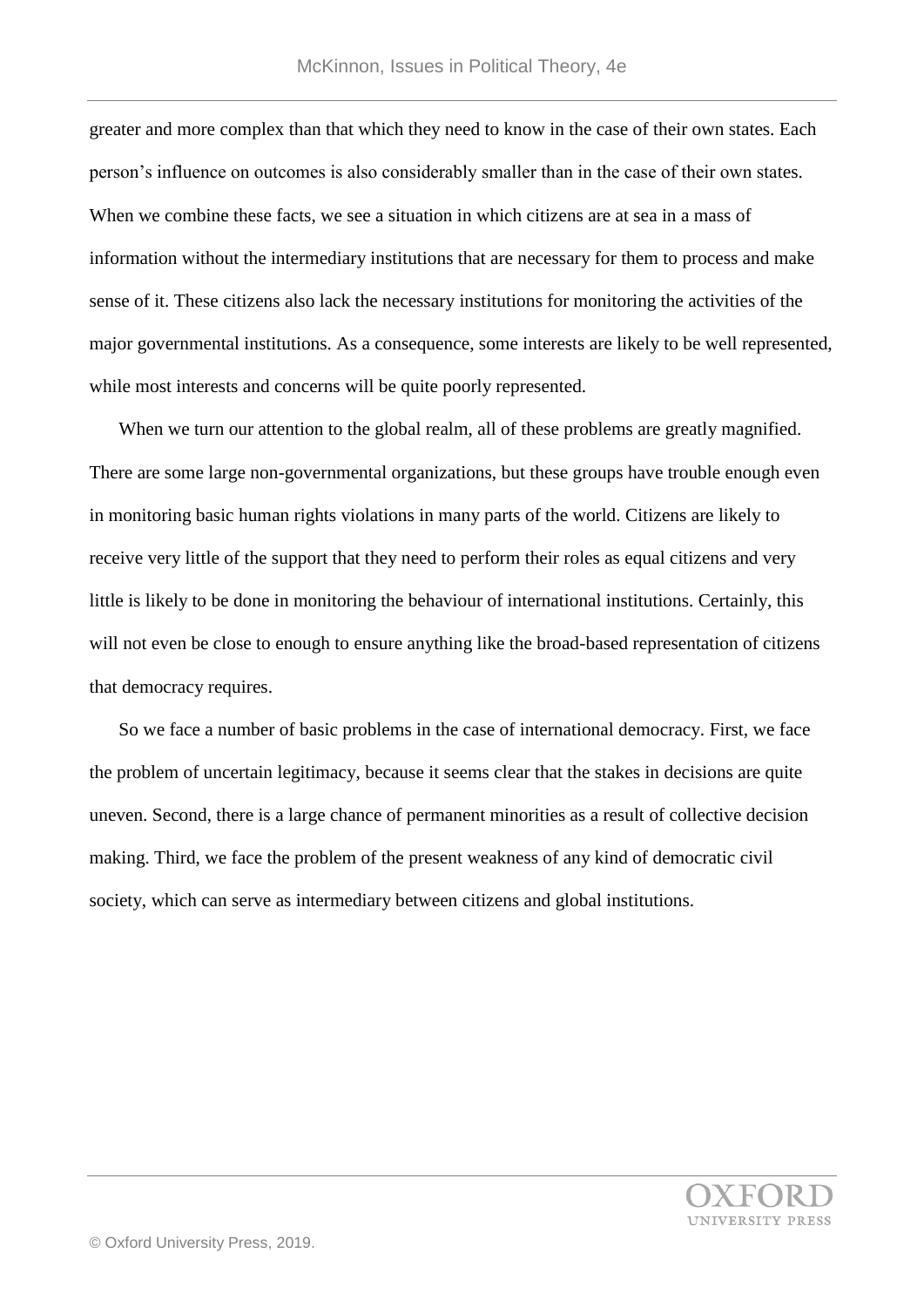greater and more complex than that which they need to know in the case of their own states. Each person's influence on outcomes is also considerably smaller than in the case of their own states. When we combine these facts, we see a situation in which citizens are at sea in a mass of information without the intermediary institutions that are necessary for them to process and make sense of it. These citizens also lack the necessary institutions for monitoring the activities of the major governmental institutions. As a consequence, some interests are likely to be well represented, while most interests and concerns will be quite poorly represented.

When we turn our attention to the global realm, all of these problems are greatly magnified. There are some large non-governmental organizations, but these groups have trouble enough even in monitoring basic human rights violations in many parts of the world. Citizens are likely to receive very little of the support that they need to perform their roles as equal citizens and very little is likely to be done in monitoring the behaviour of international institutions. Certainly, this will not even be close to enough to ensure anything like the broad-based representation of citizens that democracy requires.

So we face a number of basic problems in the case of international democracy. First, we face the problem of uncertain legitimacy, because it seems clear that the stakes in decisions are quite uneven. Second, there is a large chance of permanent minorities as a result of collective decision making. Third, we face the problem of the present weakness of any kind of democratic civil society, which can serve as intermediary between citizens and global institutions.